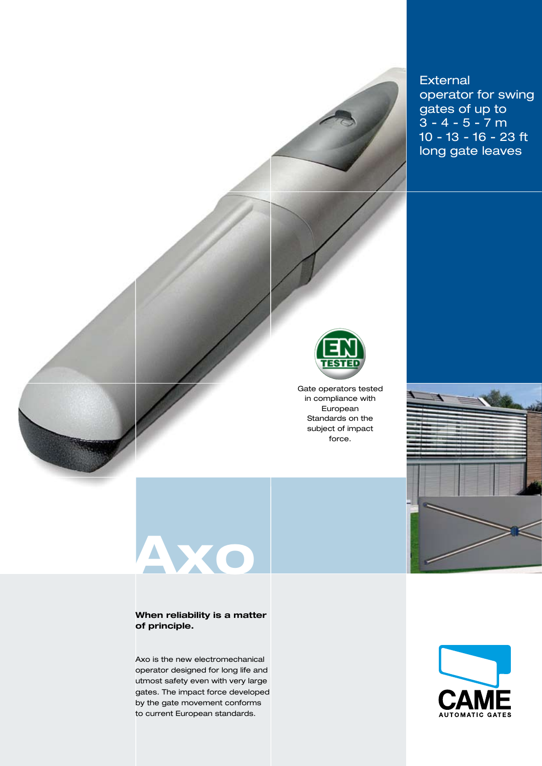External operator for swing gates of up to
3 - 4 - 5 - 7 m
10 - 13 - 16 - 23 ft
long gate leaves

EN TESTED

Gate operators tested in compliance with European Standards on the subject of impact force.

# Axo

**When reliability is a matter of principle.**

Axo is the new electromechanical operator designed for long life and utmost safety even with very large gates. The impact force developed by the gate movement conforms to current European standards.

CAME
AUTOMATIC GATES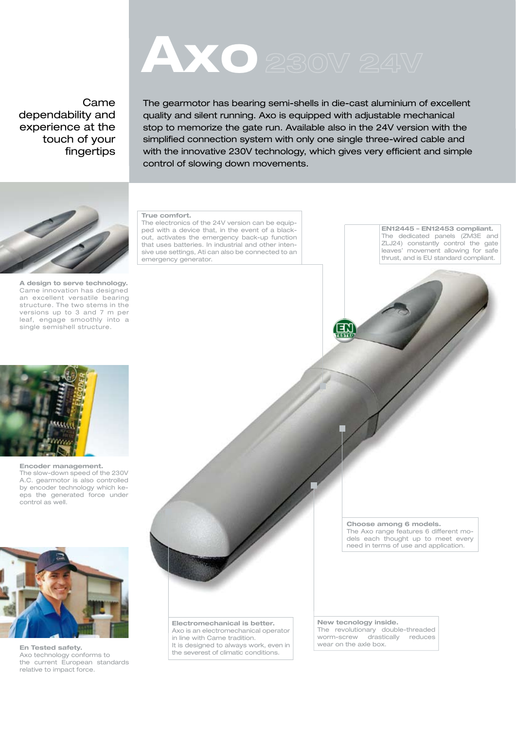# Axo 230V 24V

Came dependability and experience at the touch of your fingertips

The gearmotor has bearing semi-shells in die-cast aluminium of excellent quality and silent running. Axo is equipped with adjustable mechanical stop to memorize the gate run. Available also in the 24V version with the simplified connection system with only one single three-wired cable and with the innovative 230V technology, which gives very efficient and simple control of slowing down movements.

**A design to serve technology.**
Came innovation has designed an excellent versatile bearing structure. The two stems in the versions up to 3 and 7 m per leaf, engage smoothly into a single semishell structure.

**Encoder management.**
The slow-down speed of the 230V A.C. gearmotor is also controlled by encoder technology which keeps the generated force under control as well.

**En Tested safety.**
Axo technology conforms to the current European standards relative to impact force.

**True comfort.**
The electronics of the 24V version can be equipped with a device that, in the event of a black-out, activates the emergency back-up function that uses batteries. In industrial and other intensive use settings, Ati can also be connected to an emergency generator.

**EN12445 – EN12453 compliant.**
The dedicated panels (ZM3E and ZLJ24) constantly control the gate leaves' movement allowing for safe thrust, and is EU standard compliant.

**Choose among 6 models.**
The Axo range features 6 different models each thought up to meet every need in terms of use and application.

**Electromechanical is better.**
Axo is an electromechanical operator in line with Came tradition.
It is designed to always work, even in the severest of climatic conditions.

**New tecnology inside.**
The revolutionary double-threaded worm-screw drastically reduces wear on the axle box.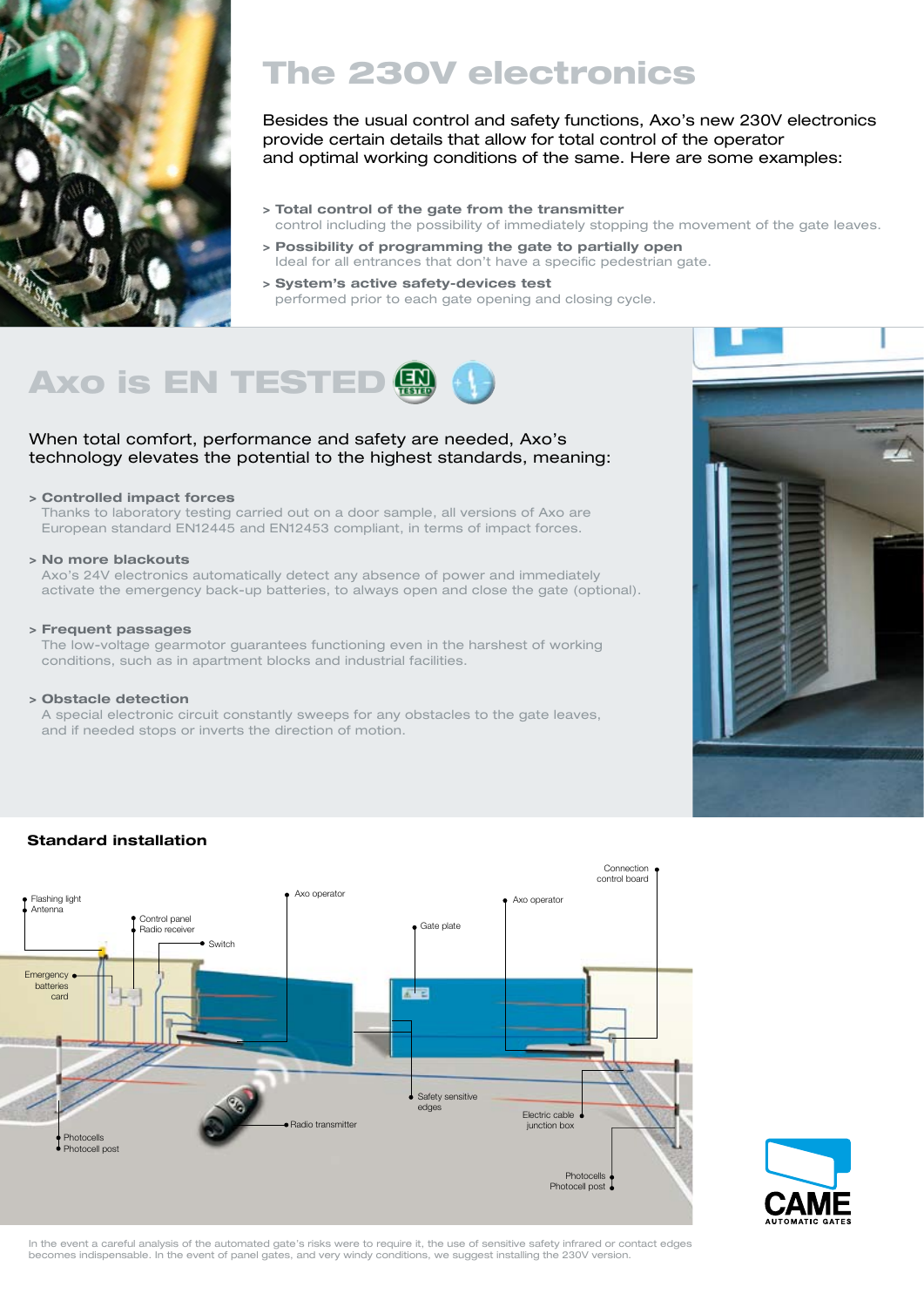# The 230V electronics

Besides the usual control and safety functions, Axo's new 230V electronics provide certain details that allow for total control of the operator and optimal working conditions of the same. Here are some examples:

> **Total control of the gate from the transmitter**
control including the possibility of immediately stopping the movement of the gate leaves.

> **Possibility of programming the gate to partially open**
Ideal for all entrances that don't have a specific pedestrian gate.

> **System's active safety-devices test**
performed prior to each gate opening and closing cycle.

# Axo is EN TESTED

When total comfort, performance and safety are needed, Axo's technology elevates the potential to the highest standards, meaning:

> **Controlled impact forces**
Thanks to laboratory testing carried out on a door sample, all versions of Axo are European standard EN12445 and EN12453 compliant, in terms of impact forces.

> **No more blackouts**
Axo's 24V electronics automatically detect any absence of power and immediately activate the emergency back-up batteries, to always open and close the gate (optional).

> **Frequent passages**
The low-voltage gearmotor guarantees functioning even in the harshest of working conditions, such as in apartment blocks and industrial facilities.

> **Obstacle detection**
A special electronic circuit constantly sweeps for any obstacles to the gate leaves, and if needed stops or inverts the direction of motion.

## Standard installation

Flashing light
Antenna
Control panel
Radio receiver
Switch
Axo operator
Gate plate
Axo operator
Connection control board
Emergency batteries card
Safety sensitive edges
Radio transmitter
Electric cable junction box
Photocells
Photocell post
Photocells
Photocell post

In the event a careful analysis of the automated gate's risks were to require it, the use of sensitive safety infrared or contact edges becomes indispensable. In the event of panel gates, and very windy conditions, we suggest installing the 230V version.

CAME AUTOMATIC GATES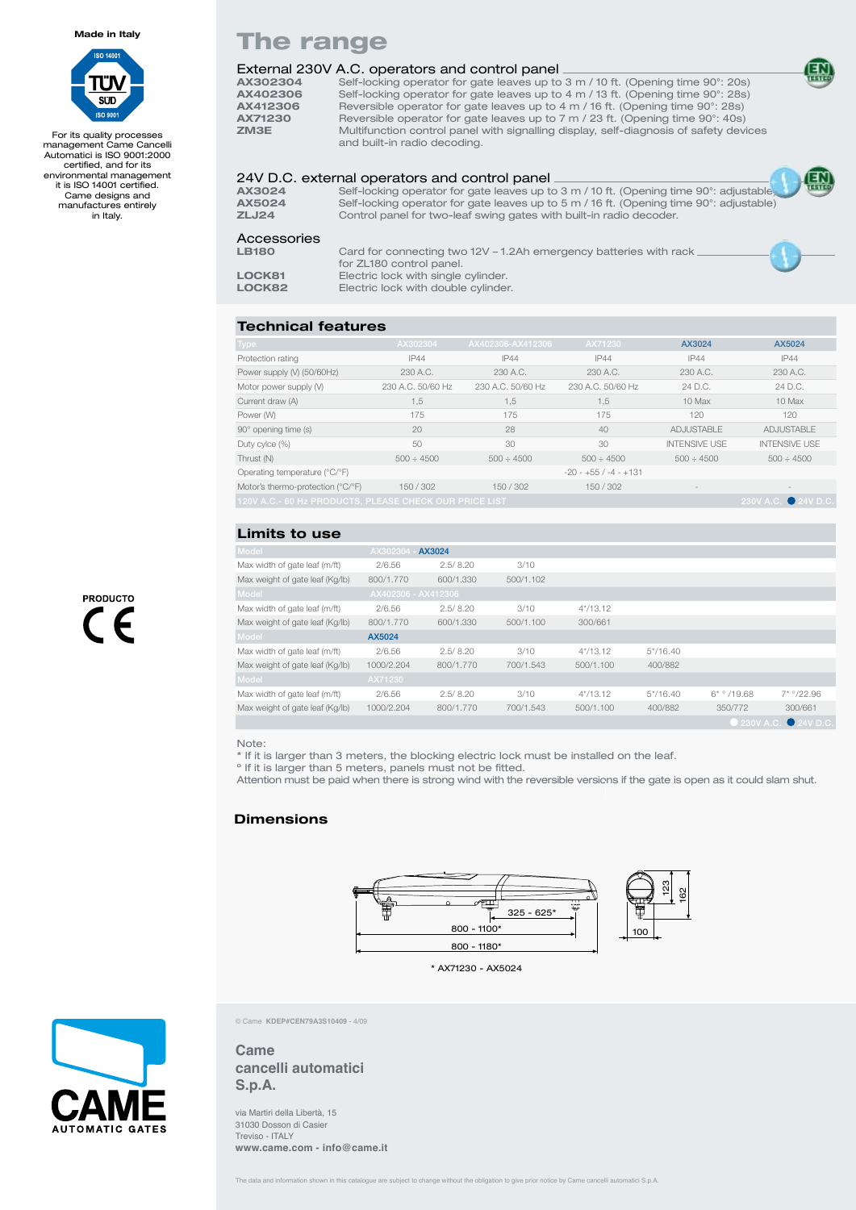Made in Italy

For its quality processes management Came Cancelli Automatici is ISO 9001:2000 certified, and for its environmental management it is ISO 14001 certified. Came designs and manufactures entirely in Italy.

# The range

## External 230V A.C. operators and control panel

**AX302304** Self-locking operator for gate leaves up to 3 m / 10 ft. (Opening time 90°: 20s)
**AX402306** Self-locking operator for gate leaves up to 4 m / 13 ft. (Opening time 90°: 28s)
**AX412306** Reversible operator for gate leaves up to 4 m / 16 ft. (Opening time 90°: 28s)
**AX71230** Reversible operator for gate leaves up to 7 m / 23 ft. (Opening time 90°: 40s)
**ZM3E** Multifunction control panel with signalling display, self-diagnosis of safety devices and built-in radio decoding.

## 24V D.C. external operators and control panel

**AX3024** Self-locking operator for gate leaves up to 3 m / 10 ft. (Opening time 90°: adjustable)
**AX5024** Self-locking operator for gate leaves up to 5 m / 16 ft. (Opening time 90°: adjustable)
**ZLJ24** Control panel for two-leaf swing gates with built-in radio decoder.

## Accessories

**LB180** Card for connecting two 12V – 1.2Ah emergency batteries with rack for ZL180 control panel.
**LOCK81** Electric lock with single cylinder.
**LOCK82** Electric lock with double cylinder.

## Technical features

| Type | AX302304 | AX402306-AX412306 | AX71230 | AX3024 | AX5024 |
|---|---|---|---|---|---|
| Protection rating | IP44 | IP44 | IP44 | IP44 | IP44 |
| Power supply (V) (50/60Hz) | 230 A.C. | 230 A.C. | 230 A.C. | 230 A.C. | 230 A.C. |
| Motor power supply (V) | 230 A.C. 50/60 Hz | 230 A.C. 50/60 Hz | 230 A.C. 50/60 Hz | 24 D.C. | 24 D.C. |
| Current draw (A) | 1,5 | 1,5 | 1,5 | 10 Max | 10 Max |
| Power (W) | 175 | 175 | 175 | 120 | 120 |
| 90° opening time (s) | 20 | 28 | 40 | ADJUSTABLE | ADJUSTABLE |
| Duty cylce (%) | 50 | 30 | 30 | INTENSIVE USE | INTENSIVE USE |
| Thrust (N) | 500 ÷ 4500 | 500 ÷ 4500 | 500 ÷ 4500 | 500 ÷ 4500 | 500 ÷ 4500 |
| Operating temperature (°C/°F) | | | -20 - +55 / -4 - +131 | | |
| Motor's thermo-protection (°C/°F) | 150 / 302 | 150 / 302 | 150 / 302 | - | - |

120V A.C. - 60 Hz PRODUCTS, PLEASE CHECK OUR PRICE LIST

230V A.C. 24V D.C.

## Limits to use

| Model | AX302304 - AX3024 | | | | | | |
|---|---|---|---|---|---|---|---|
| Max width of gate leaf (m/ft) | 2/6.56 | 2.5/ 8.20 | 3/10 | | | | |
| Max weight of gate leaf (Kg/lb) | 800/1.770 | 600/1.330 | 500/1.102 | | | | |
| **Model** | **AX402306 - AX412306** | | | | | | |
| Max width of gate leaf (m/ft) | 2/6.56 | 2.5/ 8.20 | 3/10 | 4*/13.12 | | | |
| Max weight of gate leaf (Kg/lb) | 800/1.770 | 600/1.330 | 500/1.100 | 300/661 | | | |
| **Model** | **AX5024** | | | | | | |
| Max width of gate leaf (m/ft) | 2/6.56 | 2.5/ 8.20 | 3/10 | 4*/13.12 | 5*/16.40 | | |
| Max weight of gate leaf (Kg/lb) | 1000/2.204 | 800/1.770 | 700/1.543 | 500/1.100 | 400/882 | | |
| **Model** | **AX71230** | | | | | | |
| Max width of gate leaf (m/ft) | 2/6.56 | 2.5/ 8.20 | 3/10 | 4*/13.12 | 5*/16.40 | 6* °/19.68 | 7* °/22.96 |
| Max weight of gate leaf (Kg/lb) | 1000/2.204 | 800/1.770 | 700/1.543 | 500/1.100 | 400/882 | 350/772 | 300/661 |

230V A.C. 24V D.C.

Note:
* If it is larger than 3 meters, the blocking electric lock must be installed on the leaf.
° If it is larger than 5 meters, panels must not be fitted.
Attention must be paid when there is strong wind with the reversible versions if the gate is open as it could slam shut.

## Dimensions

325 - 625*
800 - 1100*
800 - 1180*
123
162
100

* AX71230 - AX5024

PRODUCTO CE

© Came **KDEP#CEN79A3S10409** - 4/09

**Came cancelli automatici S.p.A.**

via Martiri della Libertà, 15
31030 Dosson di Casier
Treviso - ITALY
**www.came.com - info@came.it**

CAME AUTOMATIC GATES

The data and information shown in this catalogue are subject to change without the obligation to give prior notice by Came cancelli automatici S.p.A.